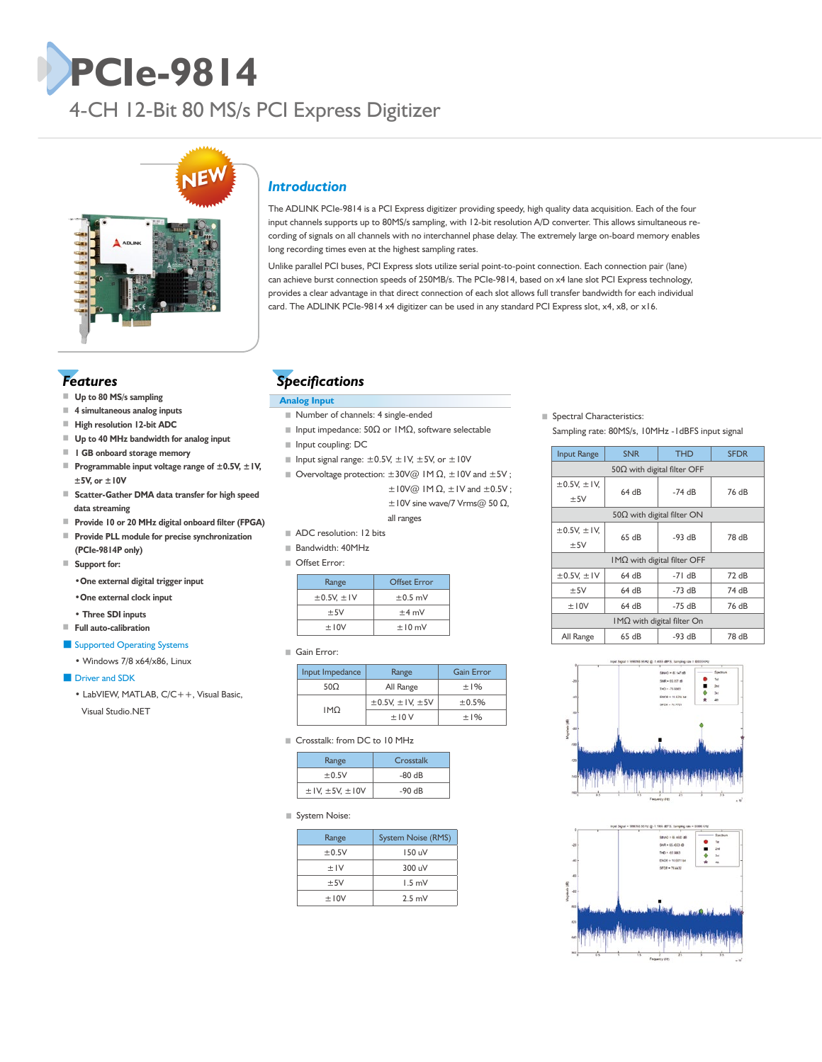# PCIe-9814

## 4-CH 12-Bit 80 MS/s PCI Express Digitizer

### Introduction

The ADLINK PCIe-9814 is a PCI Express digitizer providing speedy, high quality data acquisition. Each of the four input channels supports up to 80MS/s sampling, with 12-bit resolution A/D converter. This allows simultaneous recording of signals on all channels with no interchannel phase delay. The extremely large on-board memory enables long recording times even at the highest sampling rates.

Unlike parallel PCI buses, PCI Express slots utilize serial point-to-point connection. Each connection pair (lane) can achieve burst connection speeds of 250MB/s. The PCIe-9814, based on x4 lane slot PCI Express technology, provides a clear advantage in that direct connection of each slot allows full transfer bandwidth for each individual card. The ADLINK PCIe-9814 x4 digitizer can be used in any standard PCI Express slot, x4, x8, or x16.

### Features

- **Up to 80 MS/s sampling**
- **4 simultaneous analog inputs**
- **High resolution 12-bit ADC**
- **Up to 40 MHz bandwidth for analog input**
- **1 GB onboard storage memory**
- **Programmable input voltage range of ±0.5V, ±1V, ±5V, or ±10V**
- **Scatter-Gather DMA data transfer for high speed data streaming**
- **Provide 10 or 20 MHz digital onboard filter (FPGA)**
- **Provide PLL module for precise synchronization (PCIe-9814P only)**
- **Support for:**
  - **One external digital trigger input**
  - **One external clock input**
  - **Three SDI inputs**
- **Full auto-calibration**

**Supported Operating Systems**

- Windows 7/8 x64/x86, Linux

**Driver and SDK**

- LabVIEW, MATLAB, C/C++, Visual Basic, Visual Studio.NET

### Specifications

**Analog Input**

- Number of channels: 4 single-ended
- Input impedance: 50Ω or 1MΩ, software selectable
- Input coupling: DC
- Input signal range: ±0.5V, ±1V, ±5V, or ±10V
- Overvoltage protection: ±30V@ 1M Ω, ±10V and ±5V ; ±10V@ 1M Ω, ±1V and ±0.5V ; ±10V sine wave/7 Vrms@ 50 Ω, all ranges
- ADC resolution: 12 bits
- Bandwidth: 40MHz
- Offset Error:

| Range | Offset Error |
|---|---|
| ±0.5V, ±1V | ±0.5 mV |
| ±5V | ±4 mV |
| ±10V | ±10 mV |

- Gain Error:

| Input Impedance | Range | Gain Error |
|---|---|---|
| 50Ω | All Range | ±1% |
| 1MΩ | ±0.5V, ±1V, ±5V | ±0.5% |
| | ±10 V | ±1% |

- Crosstalk: from DC to 10 MHz

| Range | Crosstalk |
|---|---|
| ±0.5V | -80 dB |
| ±1V, ±5V, ±10V | -90 dB |

- System Noise:

| Range | System Noise (RMS) |
|---|---|
| ±0.5V | 150 uV |
| ±1V | 300 uV |
| ±5V | 1.5 mV |
| ±10V | 2.5 mV |

- Spectral Characteristics:

Sampling rate: 80MS/s, 10MHz -1dBFS input signal

| Input Range | SNR | THD | SFDR |
|---|---|---|---|
| 50Ω with digital filter OFF | | | |
| ±0.5V, ±1V, ±5V | 64 dB | -74 dB | 76 dB |
| 50Ω with digital filter ON | | | |
| ±0.5V, ±1V, ±5V | 65 dB | -93 dB | 78 dB |
| 1MΩ with digital filter OFF | | | |
| ±0.5V, ±1V | 64 dB | -71 dB | 72 dB |
| ±5V | 64 dB | -73 dB | 74 dB |
| ±10V | 64 dB | -75 dB | 76 dB |
| 1MΩ with digital filter On | | | |
| All Range | 65 dB | -93 dB | 78 dB |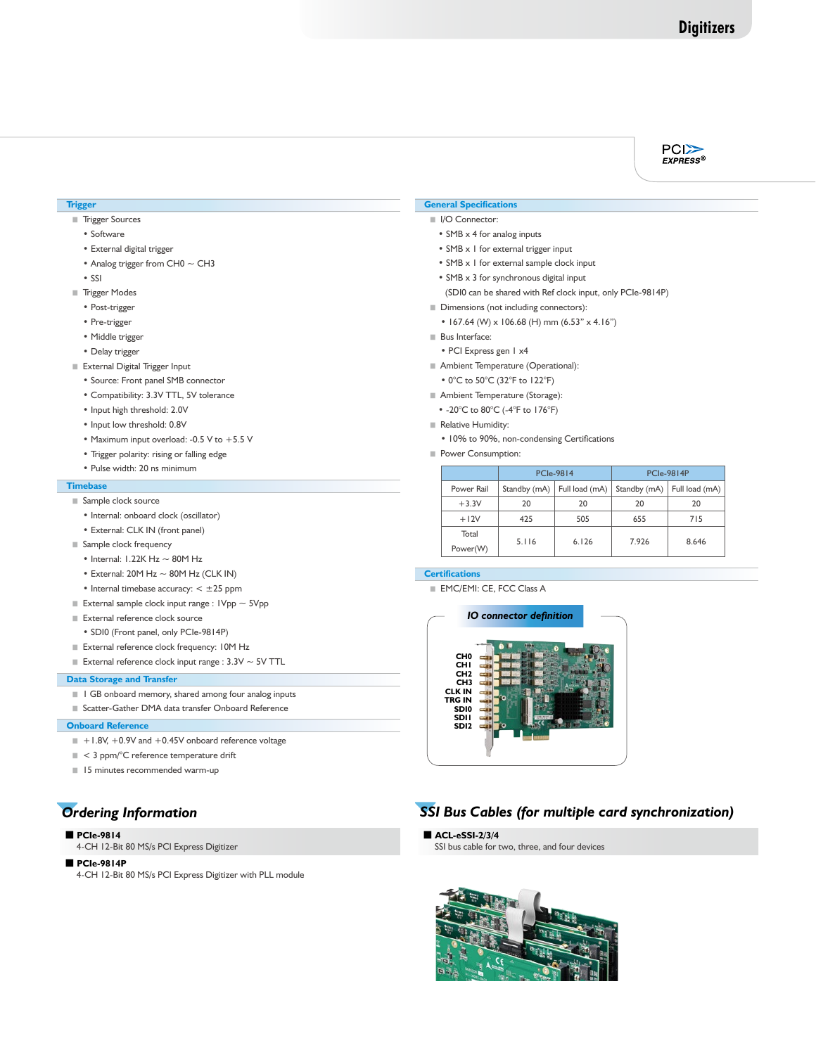## Trigger

- Trigger Sources
  - Software
  - External digital trigger
  - Analog trigger from CH0 ~ CH3
  - SSI
- Trigger Modes
  - Post-trigger
  - Pre-trigger
  - Middle trigger
  - Delay trigger
- External Digital Trigger Input
  - Source: Front panel SMB connector
  - Compatibility: 3.3V TTL, 5V tolerance
  - Input high threshold: 2.0V
  - Input low threshold: 0.8V
  - Maximum input overload: -0.5 V to +5.5 V
  - Trigger polarity: rising or falling edge
  - Pulse width: 20 ns minimum

## Timebase

- Sample clock source
  - Internal: onboard clock (oscillator)
  - External: CLK IN (front panel)
- Sample clock frequency
  - Internal: 1.22K Hz ~ 80M Hz
  - External: 20M Hz ~ 80M Hz (CLK IN)
  - Internal timebase accuracy: < ±25 ppm
- External sample clock input range : 1Vpp ~ 5Vpp
- External reference clock source
  - SDI0 (Front panel, only PCIe-9814P)
- External reference clock frequency: 10M Hz
- External reference clock input range : 3.3V ~ 5V TTL

## Data Storage and Transfer

- 1 GB onboard memory, shared among four analog inputs
- Scatter-Gather DMA data transfer Onboard Reference

## Onboard Reference

- +1.8V, +0.9V and +0.45V onboard reference voltage
- < 3 ppm/°C reference temperature drift
- 15 minutes recommended warm-up

## General Specifications

- I/O Connector:
  - SMB x 4 for analog inputs
  - SMB x 1 for external trigger input
  - SMB x 1 for external sample clock input
  - SMB x 3 for synchronous digital input

    (SDI0 can be shared with Ref clock input, only PCIe-9814P)
- Dimensions (not including connectors):
  - 167.64 (W) x 106.68 (H) mm (6.53" x 4.16")
- Bus Interface:
  - PCI Express gen 1 x4
- Ambient Temperature (Operational):
  - 0°C to 50°C (32°F to 122°F)
- Ambient Temperature (Storage):
  - -20°C to 80°C (-4°F to 176°F)
- Relative Humidity:
  - 10% to 90%, non-condensing Certifications
- Power Consumption:

| | PCIe-9814 | | PCIe-9814P | |
|---|---|---|---|---|
| Power Rail | Standby (mA) | Full load (mA) | Standby (mA) | Full load (mA) |
| +3.3V | 20 | 20 | 20 | 20 |
| +12V | 425 | 505 | 655 | 715 |
| Total Power(W) | 5.116 | 6.126 | 7.926 | 8.646 |

## Certifications

- EMC/EMI: CE, FCC Class A

### IO connector definition

CH0
CH1
CH2
CH3
CLK IN
TRG IN
SDI0
SDI1
SDI2

## Ordering Information

- **PCIe-9814**
  4-CH 12-Bit 80 MS/s PCI Express Digitizer
- **PCIe-9814P**
  4-CH 12-Bit 80 MS/s PCI Express Digitizer with PLL module

## SSI Bus Cables (for multiple card synchronization)

- **ACL-eSSI-2/3/4**
  SSI bus cable for two, three, and four devices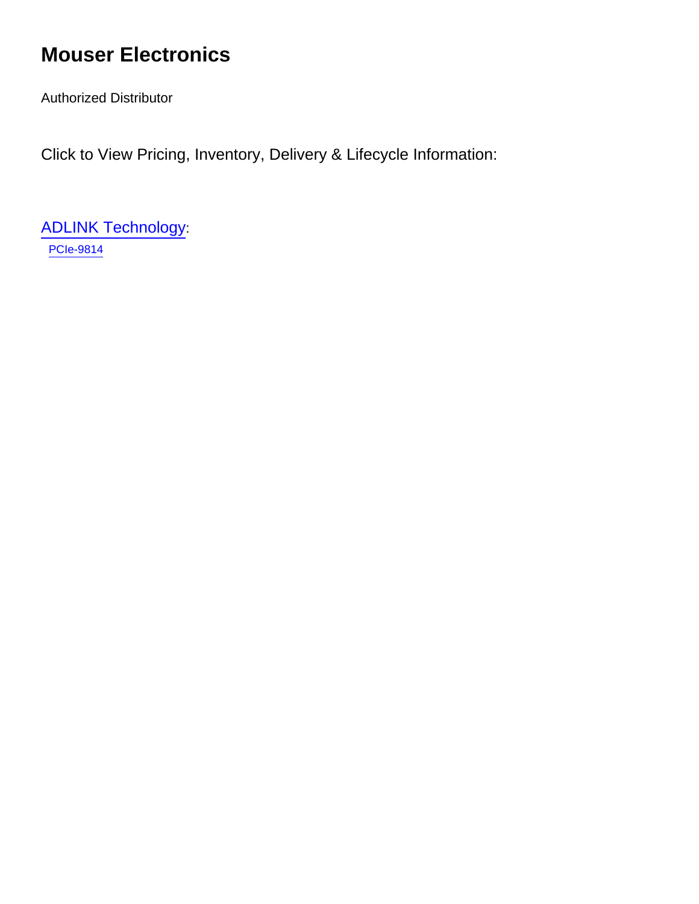# Mouser Electronics

Authorized Distributor

Click to View Pricing, Inventory, Delivery & Lifecycle Information:

ADLINK Technology:

PCIe-9814